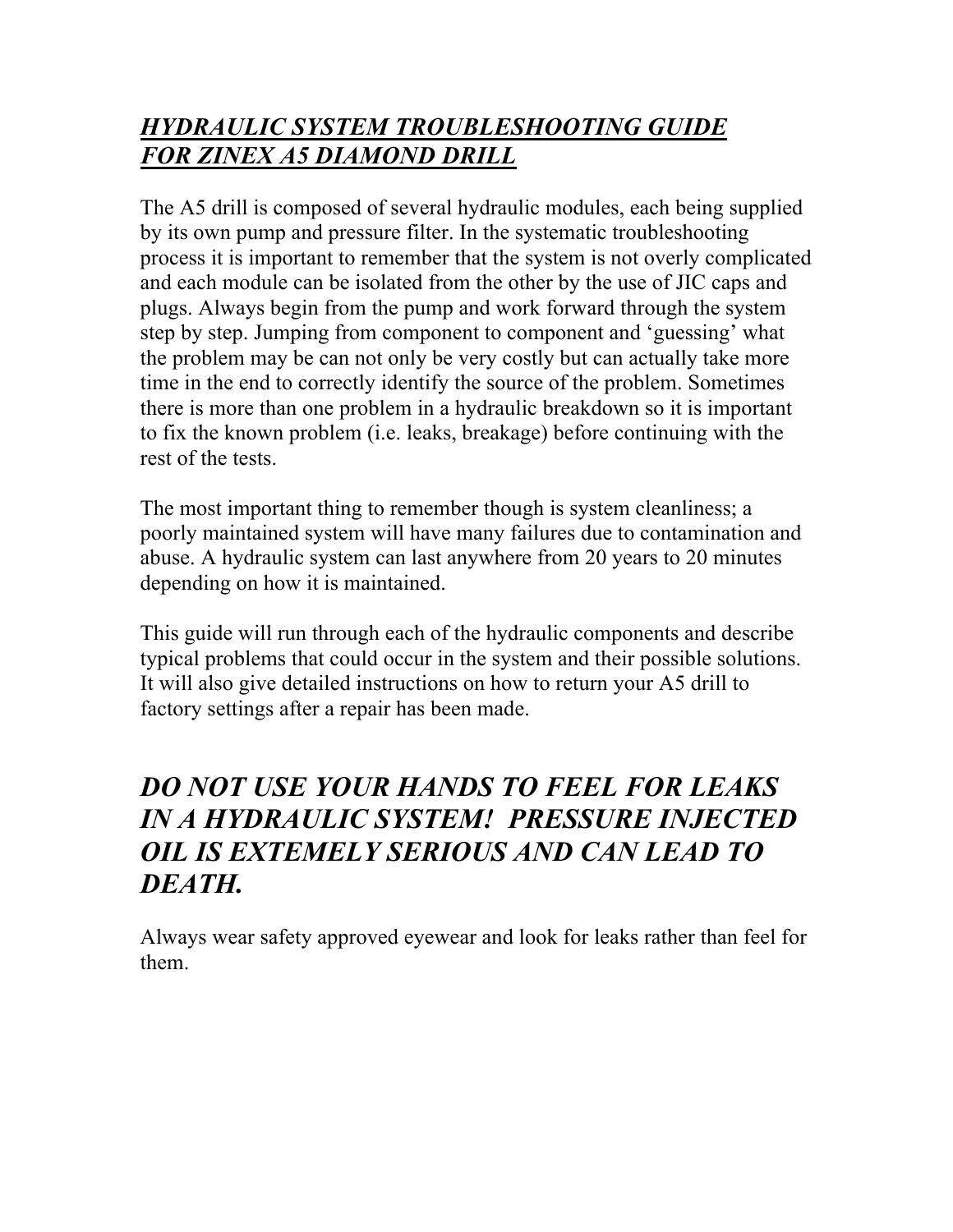# ***HYDRAULIC SYSTEM TROUBLESHOOTING GUIDE FOR ZINEX A5 DIAMOND DRILL***

The A5 drill is composed of several hydraulic modules, each being supplied by its own pump and pressure filter. In the systematic troubleshooting process it is important to remember that the system is not overly complicated and each module can be isolated from the other by the use of JIC caps and plugs. Always begin from the pump and work forward through the system step by step. Jumping from component to component and 'guessing' what the problem may be can not only be very costly but can actually take more time in the end to correctly identify the source of the problem. Sometimes there is more than one problem in a hydraulic breakdown so it is important to fix the known problem (i.e. leaks, breakage) before continuing with the rest of the tests.

The most important thing to remember though is system cleanliness; a poorly maintained system will have many failures due to contamination and abuse. A hydraulic system can last anywhere from 20 years to 20 minutes depending on how it is maintained.

This guide will run through each of the hydraulic components and describe typical problems that could occur in the system and their possible solutions. It will also give detailed instructions on how to return your A5 drill to factory settings after a repair has been made.

## ***DO NOT USE YOUR HANDS TO FEEL FOR LEAKS IN A HYDRAULIC SYSTEM! PRESSURE INJECTED OIL IS EXTEMELY SERIOUS AND CAN LEAD TO DEATH.***

Always wear safety approved eyewear and look for leaks rather than feel for them.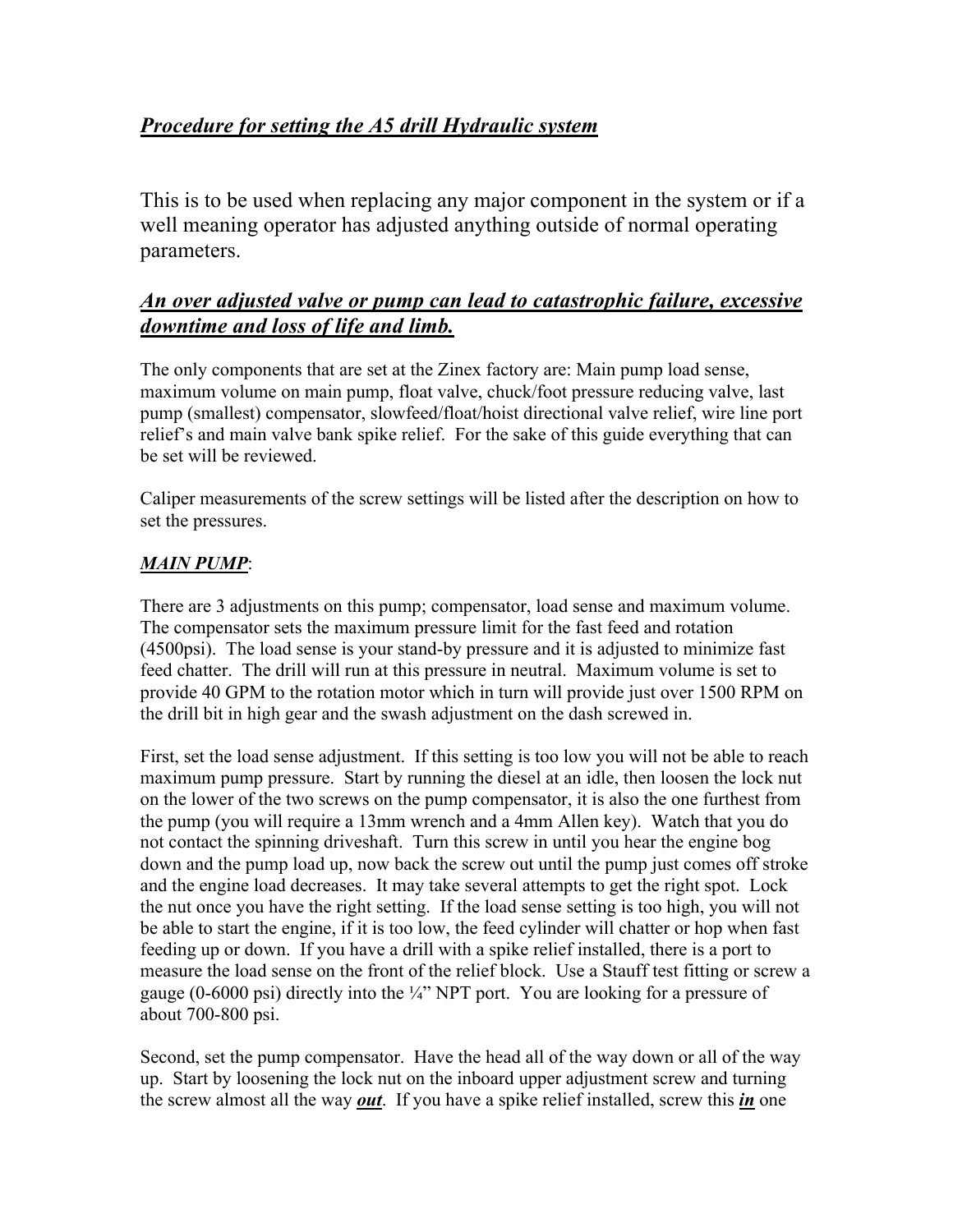## ***Procedure for setting the A5 drill Hydraulic system***

This is to be used when replacing any major component in the system or if a well meaning operator has adjusted anything outside of normal operating parameters.

## ***An over adjusted valve or pump can lead to catastrophic failure, excessive downtime and loss of life and limb.***

The only components that are set at the Zinex factory are: Main pump load sense, maximum volume on main pump, float valve, chuck/foot pressure reducing valve, last pump (smallest) compensator, slowfeed/float/hoist directional valve relief, wire line port relief's and main valve bank spike relief. For the sake of this guide everything that can be set will be reviewed.

Caliper measurements of the screw settings will be listed after the description on how to set the pressures.

***MAIN PUMP***:

There are 3 adjustments on this pump; compensator, load sense and maximum volume. The compensator sets the maximum pressure limit for the fast feed and rotation (4500psi). The load sense is your stand-by pressure and it is adjusted to minimize fast feed chatter. The drill will run at this pressure in neutral. Maximum volume is set to provide 40 GPM to the rotation motor which in turn will provide just over 1500 RPM on the drill bit in high gear and the swash adjustment on the dash screwed in.

First, set the load sense adjustment. If this setting is too low you will not be able to reach maximum pump pressure. Start by running the diesel at an idle, then loosen the lock nut on the lower of the two screws on the pump compensator, it is also the one furthest from the pump (you will require a 13mm wrench and a 4mm Allen key). Watch that you do not contact the spinning driveshaft. Turn this screw in until you hear the engine bog down and the pump load up, now back the screw out until the pump just comes off stroke and the engine load decreases. It may take several attempts to get the right spot. Lock the nut once you have the right setting. If the load sense setting is too high, you will not be able to start the engine, if it is too low, the feed cylinder will chatter or hop when fast feeding up or down. If you have a drill with a spike relief installed, there is a port to measure the load sense on the front of the relief block. Use a Stauff test fitting or screw a gauge (0-6000 psi) directly into the ¼" NPT port. You are looking for a pressure of about 700-800 psi.

Second, set the pump compensator. Have the head all of the way down or all of the way up. Start by loosening the lock nut on the inboard upper adjustment screw and turning the screw almost all the way ***out***. If you have a spike relief installed, screw this ***in*** one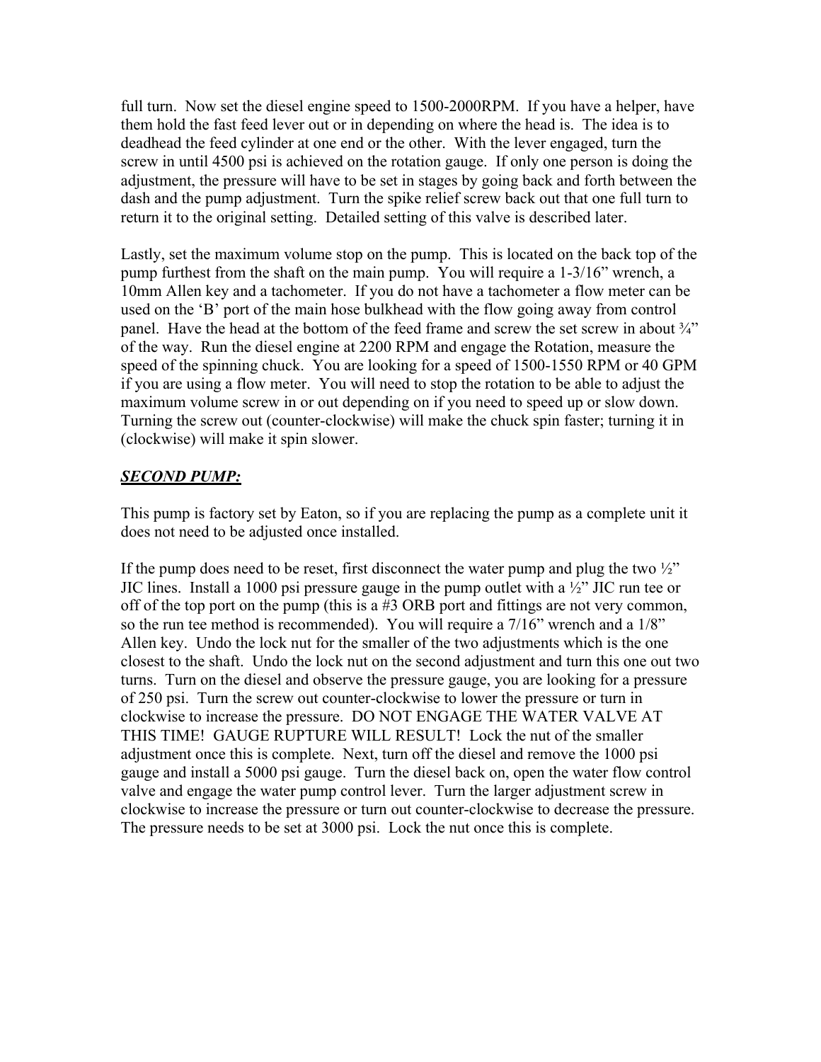full turn. Now set the diesel engine speed to 1500-2000RPM. If you have a helper, have them hold the fast feed lever out or in depending on where the head is. The idea is to deadhead the feed cylinder at one end or the other. With the lever engaged, turn the screw in until 4500 psi is achieved on the rotation gauge. If only one person is doing the adjustment, the pressure will have to be set in stages by going back and forth between the dash and the pump adjustment. Turn the spike relief screw back out that one full turn to return it to the original setting. Detailed setting of this valve is described later.

Lastly, set the maximum volume stop on the pump. This is located on the back top of the pump furthest from the shaft on the main pump. You will require a 1-3/16" wrench, a 10mm Allen key and a tachometer. If you do not have a tachometer a flow meter can be used on the 'B' port of the main hose bulkhead with the flow going away from control panel. Have the head at the bottom of the feed frame and screw the set screw in about ¾" of the way. Run the diesel engine at 2200 RPM and engage the Rotation, measure the speed of the spinning chuck. You are looking for a speed of 1500-1550 RPM or 40 GPM if you are using a flow meter. You will need to stop the rotation to be able to adjust the maximum volume screw in or out depending on if you need to speed up or slow down. Turning the screw out (counter-clockwise) will make the chuck spin faster; turning it in (clockwise) will make it spin slower.

***SECOND PUMP:***

This pump is factory set by Eaton, so if you are replacing the pump as a complete unit it does not need to be adjusted once installed.

If the pump does need to be reset, first disconnect the water pump and plug the two ½" JIC lines. Install a 1000 psi pressure gauge in the pump outlet with a ½" JIC run tee or off of the top port on the pump (this is a #3 ORB port and fittings are not very common, so the run tee method is recommended). You will require a 7/16" wrench and a 1/8" Allen key. Undo the lock nut for the smaller of the two adjustments which is the one closest to the shaft. Undo the lock nut on the second adjustment and turn this one out two turns. Turn on the diesel and observe the pressure gauge, you are looking for a pressure of 250 psi. Turn the screw out counter-clockwise to lower the pressure or turn in clockwise to increase the pressure. DO NOT ENGAGE THE WATER VALVE AT THIS TIME! GAUGE RUPTURE WILL RESULT! Lock the nut of the smaller adjustment once this is complete. Next, turn off the diesel and remove the 1000 psi gauge and install a 5000 psi gauge. Turn the diesel back on, open the water flow control valve and engage the water pump control lever. Turn the larger adjustment screw in clockwise to increase the pressure or turn out counter-clockwise to decrease the pressure. The pressure needs to be set at 3000 psi. Lock the nut once this is complete.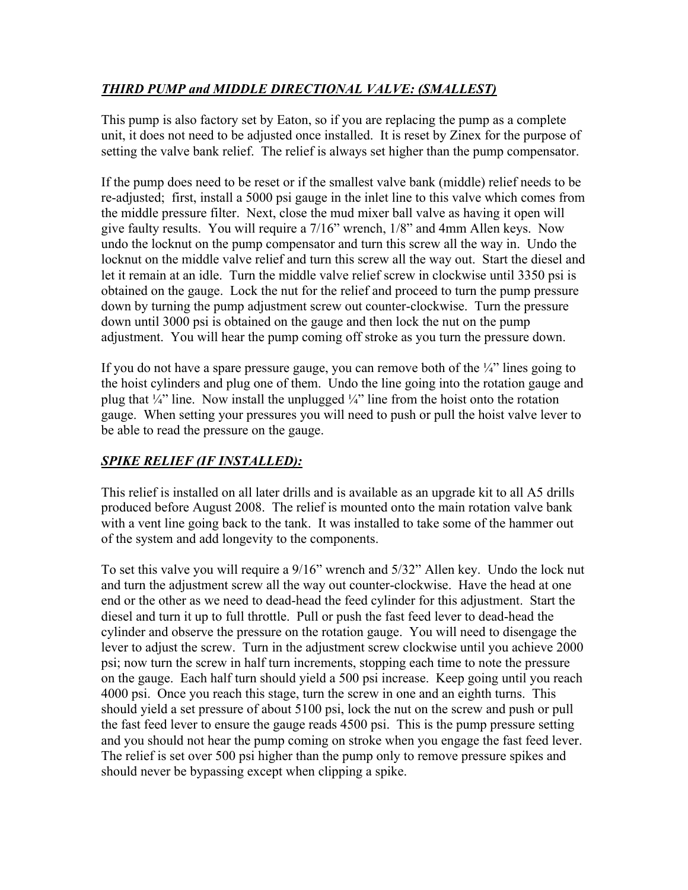***THIRD PUMP and MIDDLE DIRECTIONAL VALVE: (SMALLEST)***

This pump is also factory set by Eaton, so if you are replacing the pump as a complete unit, it does not need to be adjusted once installed. It is reset by Zinex for the purpose of setting the valve bank relief. The relief is always set higher than the pump compensator.

If the pump does need to be reset or if the smallest valve bank (middle) relief needs to be re-adjusted; first, install a 5000 psi gauge in the inlet line to this valve which comes from the middle pressure filter. Next, close the mud mixer ball valve as having it open will give faulty results. You will require a 7/16" wrench, 1/8" and 4mm Allen keys. Now undo the locknut on the pump compensator and turn this screw all the way in. Undo the locknut on the middle valve relief and turn this screw all the way out. Start the diesel and let it remain at an idle. Turn the middle valve relief screw in clockwise until 3350 psi is obtained on the gauge. Lock the nut for the relief and proceed to turn the pump pressure down by turning the pump adjustment screw out counter-clockwise. Turn the pressure down until 3000 psi is obtained on the gauge and then lock the nut on the pump adjustment. You will hear the pump coming off stroke as you turn the pressure down.

If you do not have a spare pressure gauge, you can remove both of the ¼" lines going to the hoist cylinders and plug one of them. Undo the line going into the rotation gauge and plug that ¼" line. Now install the unplugged ¼" line from the hoist onto the rotation gauge. When setting your pressures you will need to push or pull the hoist valve lever to be able to read the pressure on the gauge.

***SPIKE RELIEF (IF INSTALLED):***

This relief is installed on all later drills and is available as an upgrade kit to all A5 drills produced before August 2008. The relief is mounted onto the main rotation valve bank with a vent line going back to the tank. It was installed to take some of the hammer out of the system and add longevity to the components.

To set this valve you will require a 9/16" wrench and 5/32" Allen key. Undo the lock nut and turn the adjustment screw all the way out counter-clockwise. Have the head at one end or the other as we need to dead-head the feed cylinder for this adjustment. Start the diesel and turn it up to full throttle. Pull or push the fast feed lever to dead-head the cylinder and observe the pressure on the rotation gauge. You will need to disengage the lever to adjust the screw. Turn in the adjustment screw clockwise until you achieve 2000 psi; now turn the screw in half turn increments, stopping each time to note the pressure on the gauge. Each half turn should yield a 500 psi increase. Keep going until you reach 4000 psi. Once you reach this stage, turn the screw in one and an eighth turns. This should yield a set pressure of about 5100 psi, lock the nut on the screw and push or pull the fast feed lever to ensure the gauge reads 4500 psi. This is the pump pressure setting and you should not hear the pump coming on stroke when you engage the fast feed lever. The relief is set over 500 psi higher than the pump only to remove pressure spikes and should never be bypassing except when clipping a spike.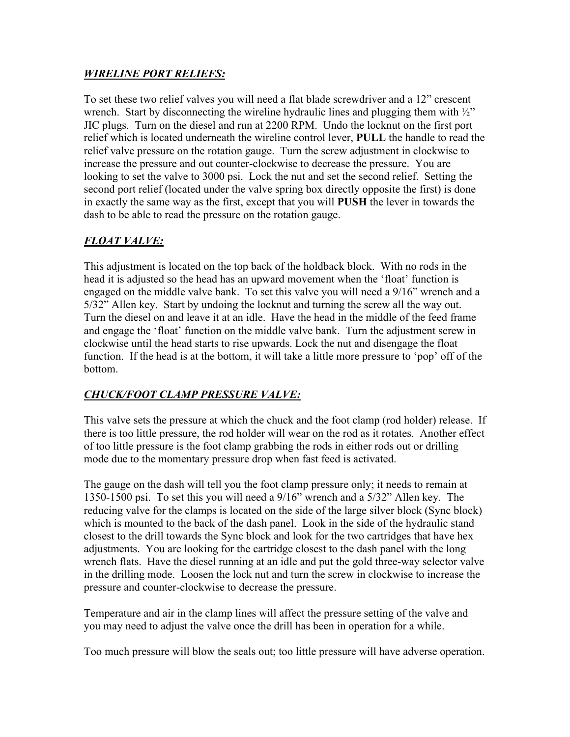## ***WIRELINE PORT RELIEFS:***

To set these two relief valves you will need a flat blade screwdriver and a 12" crescent wrench. Start by disconnecting the wireline hydraulic lines and plugging them with ½" JIC plugs. Turn on the diesel and run at 2200 RPM. Undo the locknut on the first port relief which is located underneath the wireline control lever, **PULL** the handle to read the relief valve pressure on the rotation gauge. Turn the screw adjustment in clockwise to increase the pressure and out counter-clockwise to decrease the pressure. You are looking to set the valve to 3000 psi. Lock the nut and set the second relief. Setting the second port relief (located under the valve spring box directly opposite the first) is done in exactly the same way as the first, except that you will **PUSH** the lever in towards the dash to be able to read the pressure on the rotation gauge.

## ***FLOAT VALVE:***

This adjustment is located on the top back of the holdback block. With no rods in the head it is adjusted so the head has an upward movement when the 'float' function is engaged on the middle valve bank. To set this valve you will need a 9/16" wrench and a 5/32" Allen key. Start by undoing the locknut and turning the screw all the way out. Turn the diesel on and leave it at an idle. Have the head in the middle of the feed frame and engage the 'float' function on the middle valve bank. Turn the adjustment screw in clockwise until the head starts to rise upwards. Lock the nut and disengage the float function. If the head is at the bottom, it will take a little more pressure to 'pop' off of the bottom.

## ***CHUCK/FOOT CLAMP PRESSURE VALVE:***

This valve sets the pressure at which the chuck and the foot clamp (rod holder) release. If there is too little pressure, the rod holder will wear on the rod as it rotates. Another effect of too little pressure is the foot clamp grabbing the rods in either rods out or drilling mode due to the momentary pressure drop when fast feed is activated.

The gauge on the dash will tell you the foot clamp pressure only; it needs to remain at 1350-1500 psi. To set this you will need a 9/16" wrench and a 5/32" Allen key. The reducing valve for the clamps is located on the side of the large silver block (Sync block) which is mounted to the back of the dash panel. Look in the side of the hydraulic stand closest to the drill towards the Sync block and look for the two cartridges that have hex adjustments. You are looking for the cartridge closest to the dash panel with the long wrench flats. Have the diesel running at an idle and put the gold three-way selector valve in the drilling mode. Loosen the lock nut and turn the screw in clockwise to increase the pressure and counter-clockwise to decrease the pressure.

Temperature and air in the clamp lines will affect the pressure setting of the valve and you may need to adjust the valve once the drill has been in operation for a while.

Too much pressure will blow the seals out; too little pressure will have adverse operation.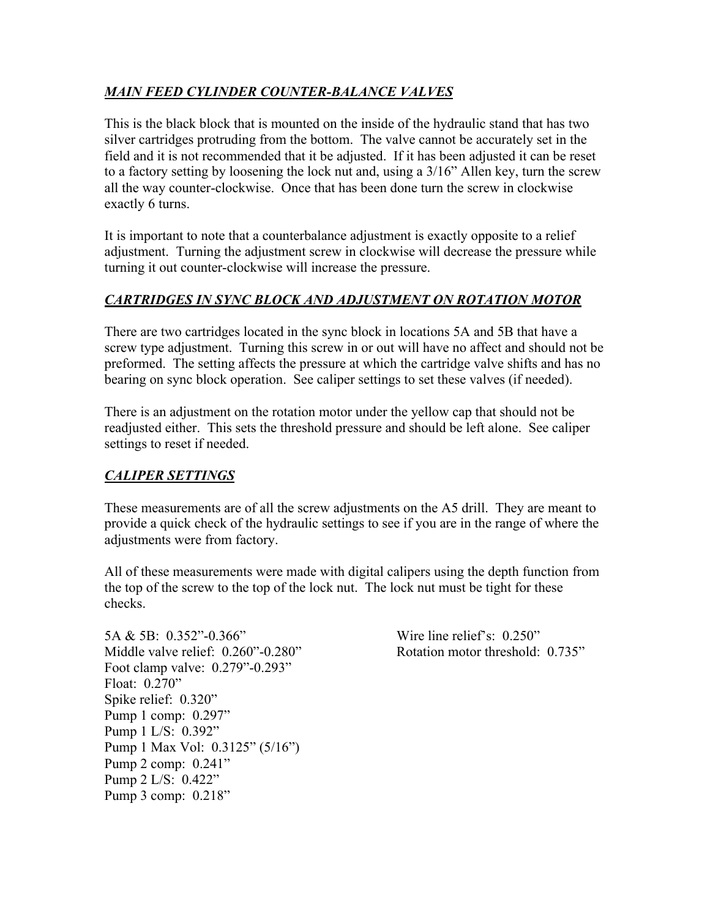## ***MAIN FEED CYLINDER COUNTER-BALANCE VALVES***

This is the black block that is mounted on the inside of the hydraulic stand that has two silver cartridges protruding from the bottom. The valve cannot be accurately set in the field and it is not recommended that it be adjusted. If it has been adjusted it can be reset to a factory setting by loosening the lock nut and, using a 3/16" Allen key, turn the screw all the way counter-clockwise. Once that has been done turn the screw in clockwise exactly 6 turns.

It is important to note that a counterbalance adjustment is exactly opposite to a relief adjustment. Turning the adjustment screw in clockwise will decrease the pressure while turning it out counter-clockwise will increase the pressure.

## ***CARTRIDGES IN SYNC BLOCK AND ADJUSTMENT ON ROTATION MOTOR***

There are two cartridges located in the sync block in locations 5A and 5B that have a screw type adjustment. Turning this screw in or out will have no affect and should not be preformed. The setting affects the pressure at which the cartridge valve shifts and has no bearing on sync block operation. See caliper settings to set these valves (if needed).

There is an adjustment on the rotation motor under the yellow cap that should not be readjusted either. This sets the threshold pressure and should be left alone. See caliper settings to reset if needed.

## ***CALIPER SETTINGS***

These measurements are of all the screw adjustments on the A5 drill. They are meant to provide a quick check of the hydraulic settings to see if you are in the range of where the adjustments were from factory.

All of these measurements were made with digital calipers using the depth function from the top of the screw to the top of the lock nut. The lock nut must be tight for these checks.

5A & 5B: 0.352"-0.366"
Middle valve relief: 0.260"-0.280"
Foot clamp valve: 0.279"-0.293"
Float: 0.270"
Spike relief: 0.320"
Pump 1 comp: 0.297"
Pump 1 L/S: 0.392"
Pump 1 Max Vol: 0.3125" (5/16")
Pump 2 comp: 0.241"
Pump 2 L/S: 0.422"
Pump 3 comp: 0.218"

Wire line relief's: 0.250"
Rotation motor threshold: 0.735"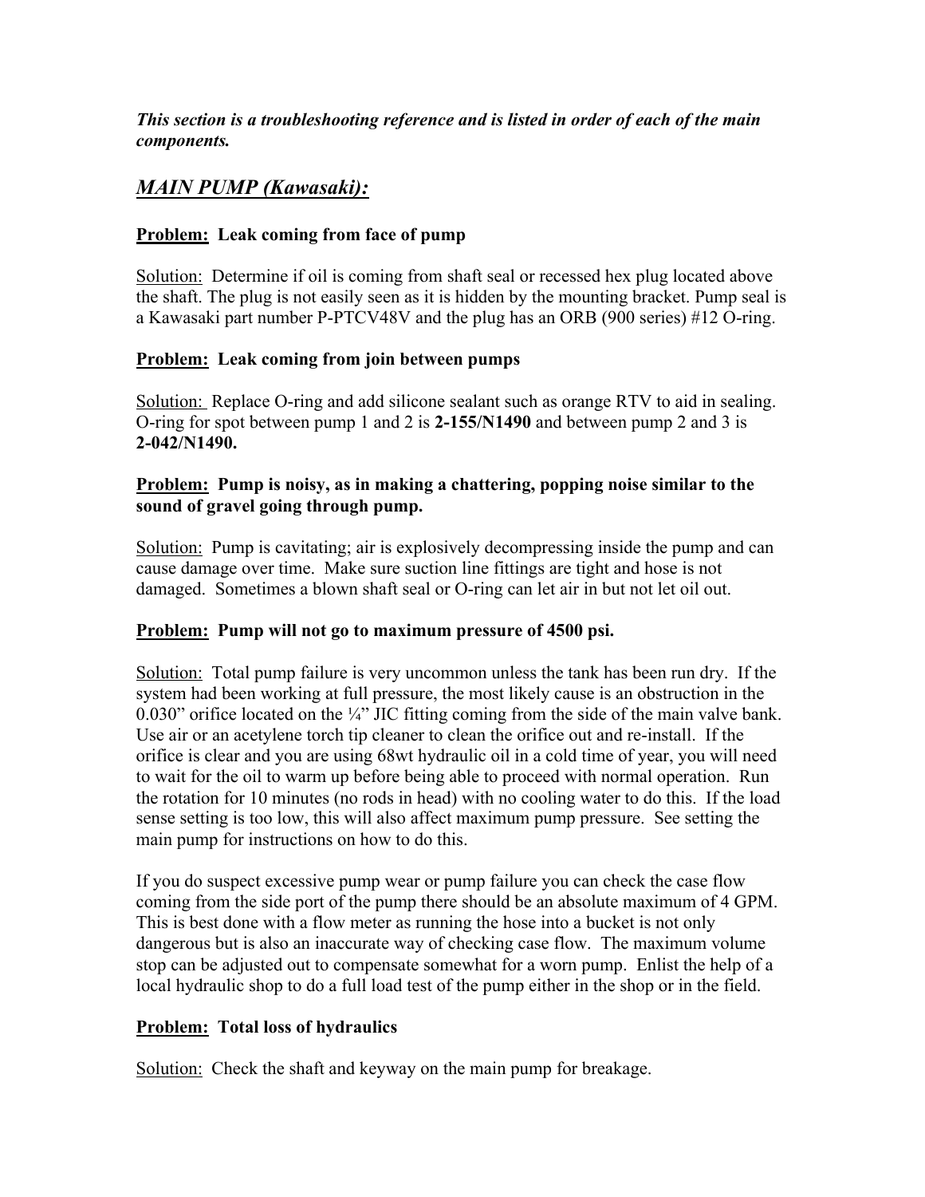***This section is a troubleshooting reference and is listed in order of each of the main components.***

## ***MAIN PUMP (Kawasaki):***

**Problem: Leak coming from face of pump**

Solution: Determine if oil is coming from shaft seal or recessed hex plug located above the shaft. The plug is not easily seen as it is hidden by the mounting bracket. Pump seal is a Kawasaki part number P-PTCV48V and the plug has an ORB (900 series) #12 O-ring.

**Problem: Leak coming from join between pumps**

Solution: Replace O-ring and add silicone sealant such as orange RTV to aid in sealing. O-ring for spot between pump 1 and 2 is **2-155/N1490** and between pump 2 and 3 is **2-042/N1490.**

**Problem: Pump is noisy, as in making a chattering, popping noise similar to the sound of gravel going through pump.**

Solution: Pump is cavitating; air is explosively decompressing inside the pump and can cause damage over time. Make sure suction line fittings are tight and hose is not damaged. Sometimes a blown shaft seal or O-ring can let air in but not let oil out.

**Problem: Pump will not go to maximum pressure of 4500 psi.**

Solution: Total pump failure is very uncommon unless the tank has been run dry. If the system had been working at full pressure, the most likely cause is an obstruction in the 0.030" orifice located on the ¼" JIC fitting coming from the side of the main valve bank. Use air or an acetylene torch tip cleaner to clean the orifice out and re-install. If the orifice is clear and you are using 68wt hydraulic oil in a cold time of year, you will need to wait for the oil to warm up before being able to proceed with normal operation. Run the rotation for 10 minutes (no rods in head) with no cooling water to do this. If the load sense setting is too low, this will also affect maximum pump pressure. See setting the main pump for instructions on how to do this.

If you do suspect excessive pump wear or pump failure you can check the case flow coming from the side port of the pump there should be an absolute maximum of 4 GPM. This is best done with a flow meter as running the hose into a bucket is not only dangerous but is also an inaccurate way of checking case flow. The maximum volume stop can be adjusted out to compensate somewhat for a worn pump. Enlist the help of a local hydraulic shop to do a full load test of the pump either in the shop or in the field.

**Problem: Total loss of hydraulics**

Solution: Check the shaft and keyway on the main pump for breakage.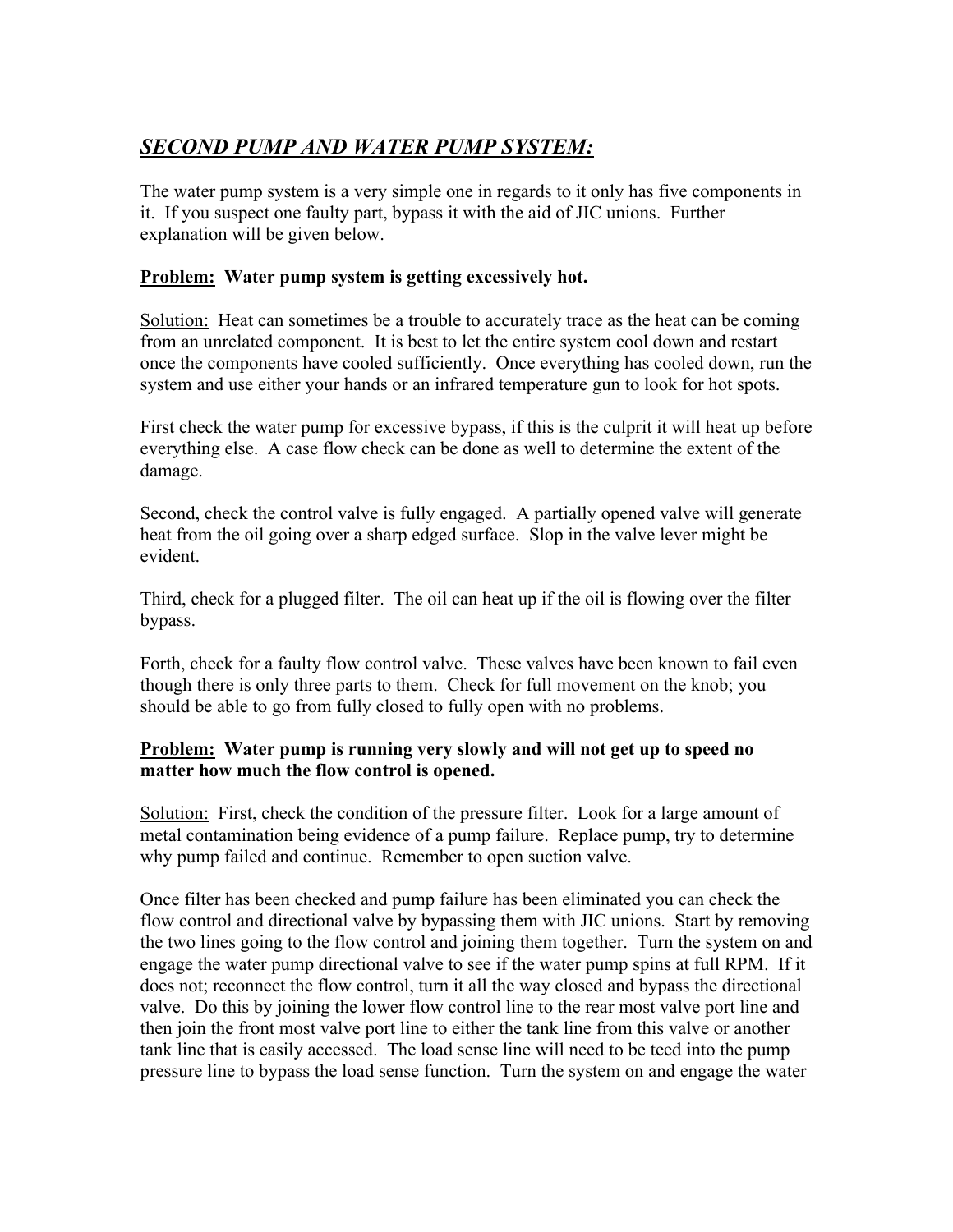## ***SECOND PUMP AND WATER PUMP SYSTEM:***

The water pump system is a very simple one in regards to it only has five components in it. If you suspect one faulty part, bypass it with the aid of JIC unions. Further explanation will be given below.

**Problem: Water pump system is getting excessively hot.**

Solution: Heat can sometimes be a trouble to accurately trace as the heat can be coming from an unrelated component. It is best to let the entire system cool down and restart once the components have cooled sufficiently. Once everything has cooled down, run the system and use either your hands or an infrared temperature gun to look for hot spots.

First check the water pump for excessive bypass, if this is the culprit it will heat up before everything else. A case flow check can be done as well to determine the extent of the damage.

Second, check the control valve is fully engaged. A partially opened valve will generate heat from the oil going over a sharp edged surface. Slop in the valve lever might be evident.

Third, check for a plugged filter. The oil can heat up if the oil is flowing over the filter bypass.

Forth, check for a faulty flow control valve. These valves have been known to fail even though there is only three parts to them. Check for full movement on the knob; you should be able to go from fully closed to fully open with no problems.

**Problem: Water pump is running very slowly and will not get up to speed no matter how much the flow control is opened.**

Solution: First, check the condition of the pressure filter. Look for a large amount of metal contamination being evidence of a pump failure. Replace pump, try to determine why pump failed and continue. Remember to open suction valve.

Once filter has been checked and pump failure has been eliminated you can check the flow control and directional valve by bypassing them with JIC unions. Start by removing the two lines going to the flow control and joining them together. Turn the system on and engage the water pump directional valve to see if the water pump spins at full RPM. If it does not; reconnect the flow control, turn it all the way closed and bypass the directional valve. Do this by joining the lower flow control line to the rear most valve port line and then join the front most valve port line to either the tank line from this valve or another tank line that is easily accessed. The load sense line will need to be teed into the pump pressure line to bypass the load sense function. Turn the system on and engage the water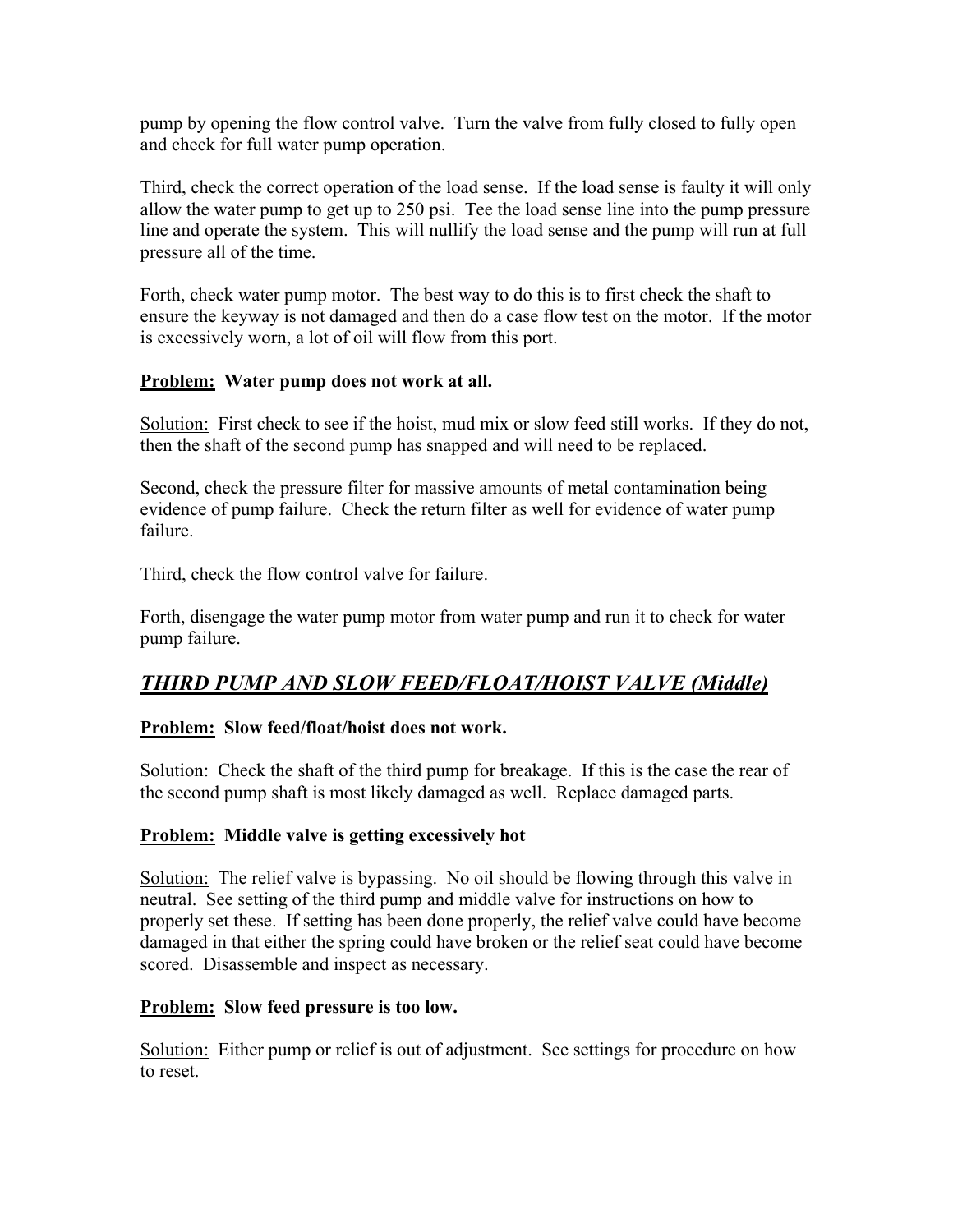pump by opening the flow control valve. Turn the valve from fully closed to fully open and check for full water pump operation.

Third, check the correct operation of the load sense. If the load sense is faulty it will only allow the water pump to get up to 250 psi. Tee the load sense line into the pump pressure line and operate the system. This will nullify the load sense and the pump will run at full pressure all of the time.

Forth, check water pump motor. The best way to do this is to first check the shaft to ensure the keyway is not damaged and then do a case flow test on the motor. If the motor is excessively worn, a lot of oil will flow from this port.

**<u>Problem:</u> Water pump does not work at all.**

<u>Solution:</u> First check to see if the hoist, mud mix or slow feed still works. If they do not, then the shaft of the second pump has snapped and will need to be replaced.

Second, check the pressure filter for massive amounts of metal contamination being evidence of pump failure. Check the return filter as well for evidence of water pump failure.

Third, check the flow control valve for failure.

Forth, disengage the water pump motor from water pump and run it to check for water pump failure.

## ***<u>THIRD PUMP AND SLOW FEED/FLOAT/HOIST VALVE (Middle)</u>***

**<u>Problem:</u> Slow feed/float/hoist does not work.**

<u>Solution:</u> Check the shaft of the third pump for breakage. If this is the case the rear of the second pump shaft is most likely damaged as well. Replace damaged parts.

**<u>Problem:</u> Middle valve is getting excessively hot**

<u>Solution:</u> The relief valve is bypassing. No oil should be flowing through this valve in neutral. See setting of the third pump and middle valve for instructions on how to properly set these. If setting has been done properly, the relief valve could have become damaged in that either the spring could have broken or the relief seat could have become scored. Disassemble and inspect as necessary.

**<u>Problem:</u> Slow feed pressure is too low.**

<u>Solution:</u> Either pump or relief is out of adjustment. See settings for procedure on how to reset.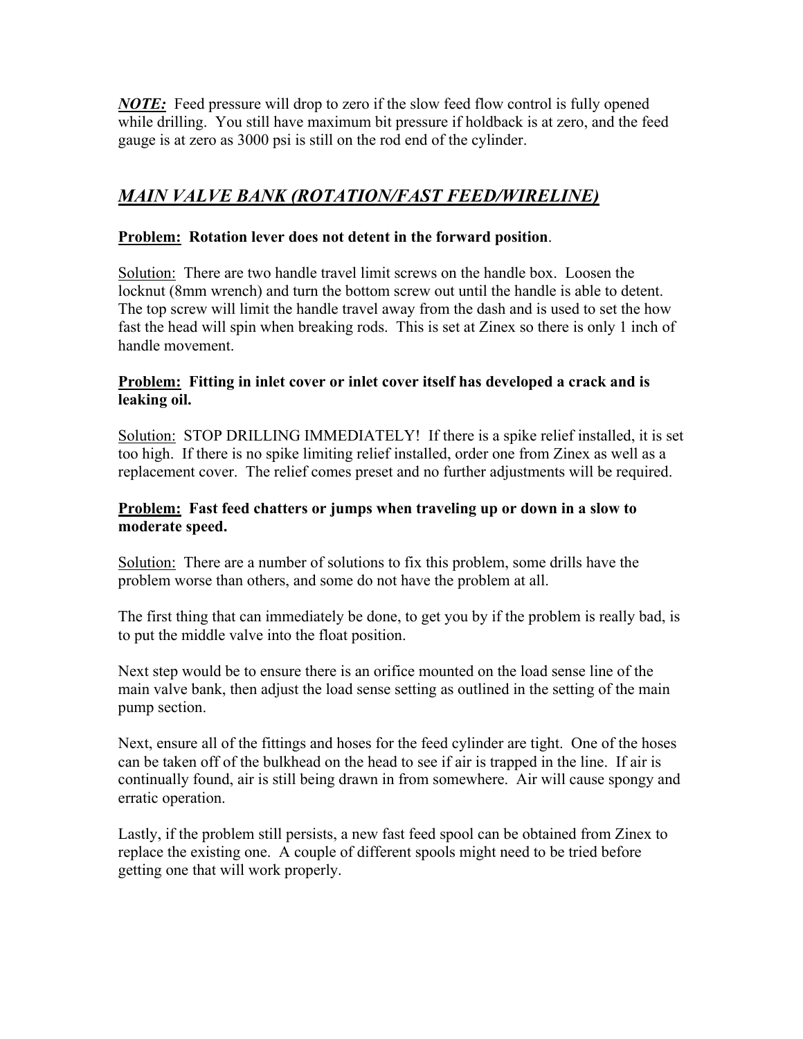***NOTE:*** Feed pressure will drop to zero if the slow feed flow control is fully opened while drilling. You still have maximum bit pressure if holdback is at zero, and the feed gauge is at zero as 3000 psi is still on the rod end of the cylinder.

## ***MAIN VALVE BANK (ROTATION/FAST FEED/WIRELINE)***

**Problem: Rotation lever does not detent in the forward position**.

Solution: There are two handle travel limit screws on the handle box. Loosen the locknut (8mm wrench) and turn the bottom screw out until the handle is able to detent. The top screw will limit the handle travel away from the dash and is used to set the how fast the head will spin when breaking rods. This is set at Zinex so there is only 1 inch of handle movement.

**Problem: Fitting in inlet cover or inlet cover itself has developed a crack and is leaking oil.**

Solution: STOP DRILLING IMMEDIATELY! If there is a spike relief installed, it is set too high. If there is no spike limiting relief installed, order one from Zinex as well as a replacement cover. The relief comes preset and no further adjustments will be required.

**Problem: Fast feed chatters or jumps when traveling up or down in a slow to moderate speed.**

Solution: There are a number of solutions to fix this problem, some drills have the problem worse than others, and some do not have the problem at all.

The first thing that can immediately be done, to get you by if the problem is really bad, is to put the middle valve into the float position.

Next step would be to ensure there is an orifice mounted on the load sense line of the main valve bank, then adjust the load sense setting as outlined in the setting of the main pump section.

Next, ensure all of the fittings and hoses for the feed cylinder are tight. One of the hoses can be taken off of the bulkhead on the head to see if air is trapped in the line. If air is continually found, air is still being drawn in from somewhere. Air will cause spongy and erratic operation.

Lastly, if the problem still persists, a new fast feed spool can be obtained from Zinex to replace the existing one. A couple of different spools might need to be tried before getting one that will work properly.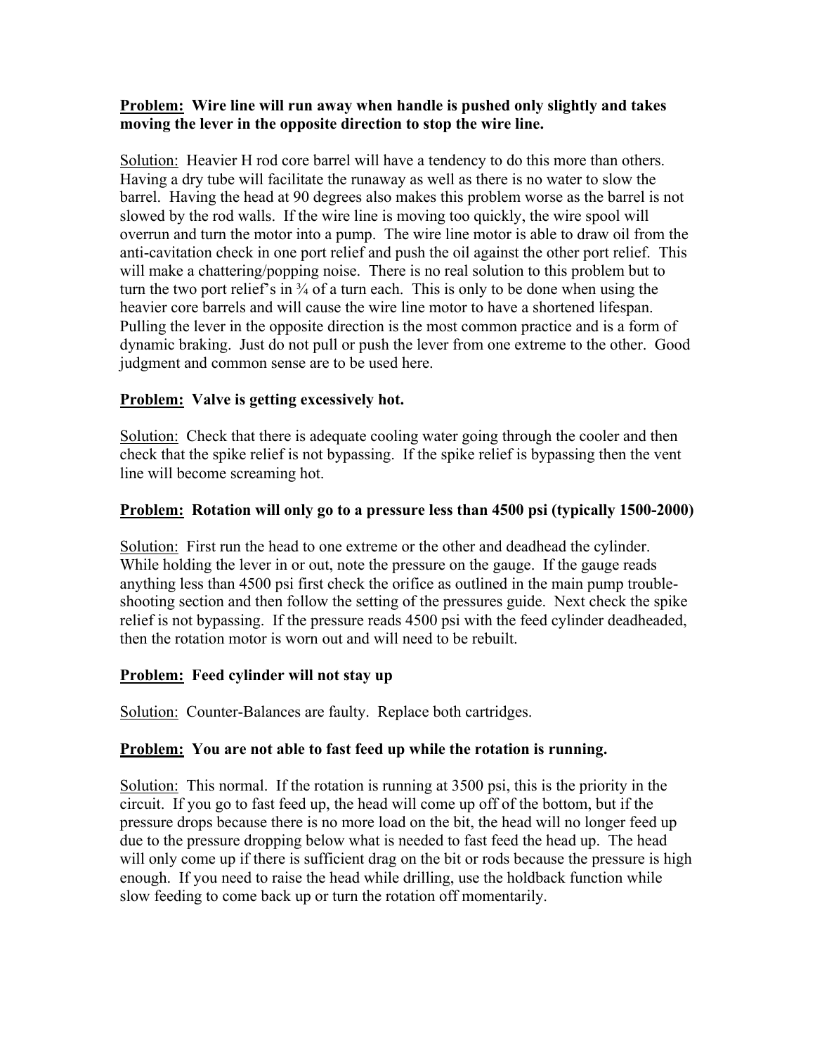**Problem: Wire line will run away when handle is pushed only slightly and takes moving the lever in the opposite direction to stop the wire line.**

Solution: Heavier H rod core barrel will have a tendency to do this more than others. Having a dry tube will facilitate the runaway as well as there is no water to slow the barrel. Having the head at 90 degrees also makes this problem worse as the barrel is not slowed by the rod walls. If the wire line is moving too quickly, the wire spool will overrun and turn the motor into a pump. The wire line motor is able to draw oil from the anti-cavitation check in one port relief and push the oil against the other port relief. This will make a chattering/popping noise. There is no real solution to this problem but to turn the two port relief's in ¾ of a turn each. This is only to be done when using the heavier core barrels and will cause the wire line motor to have a shortened lifespan. Pulling the lever in the opposite direction is the most common practice and is a form of dynamic braking. Just do not pull or push the lever from one extreme to the other. Good judgment and common sense are to be used here.

**Problem: Valve is getting excessively hot.**

Solution: Check that there is adequate cooling water going through the cooler and then check that the spike relief is not bypassing. If the spike relief is bypassing then the vent line will become screaming hot.

**Problem: Rotation will only go to a pressure less than 4500 psi (typically 1500-2000)**

Solution: First run the head to one extreme or the other and deadhead the cylinder. While holding the lever in or out, note the pressure on the gauge. If the gauge reads anything less than 4500 psi first check the orifice as outlined in the main pump trouble-shooting section and then follow the setting of the pressures guide. Next check the spike relief is not bypassing. If the pressure reads 4500 psi with the feed cylinder deadheaded, then the rotation motor is worn out and will need to be rebuilt.

**Problem: Feed cylinder will not stay up**

Solution: Counter-Balances are faulty. Replace both cartridges.

**Problem: You are not able to fast feed up while the rotation is running.**

Solution: This normal. If the rotation is running at 3500 psi, this is the priority in the circuit. If you go to fast feed up, the head will come up off of the bottom, but if the pressure drops because there is no more load on the bit, the head will no longer feed up due to the pressure dropping below what is needed to fast feed the head up. The head will only come up if there is sufficient drag on the bit or rods because the pressure is high enough. If you need to raise the head while drilling, use the holdback function while slow feeding to come back up or turn the rotation off momentarily.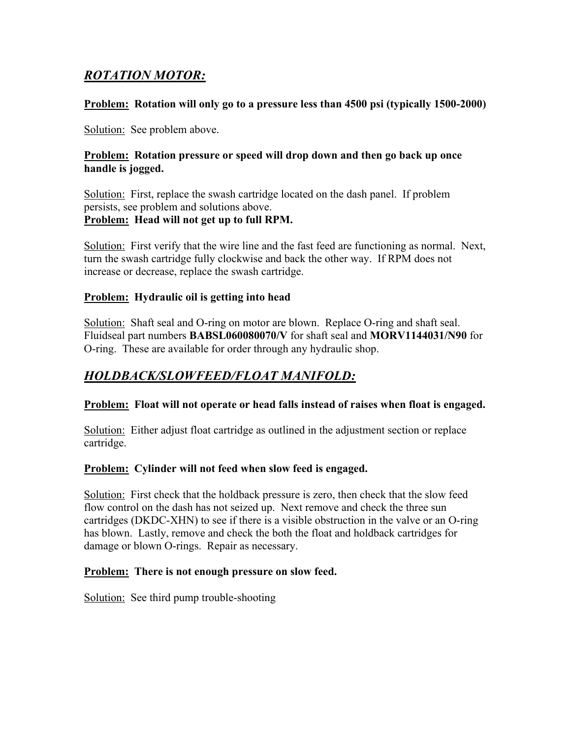## *ROTATION MOTOR:*

**Problem: Rotation will only go to a pressure less than 4500 psi (typically 1500-2000)**

Solution: See problem above.

**Problem: Rotation pressure or speed will drop down and then go back up once handle is jogged.**

Solution: First, replace the swash cartridge located on the dash panel. If problem persists, see problem and solutions above.

**Problem: Head will not get up to full RPM.**

Solution: First verify that the wire line and the fast feed are functioning as normal. Next, turn the swash cartridge fully clockwise and back the other way. If RPM does not increase or decrease, replace the swash cartridge.

**Problem: Hydraulic oil is getting into head**

Solution: Shaft seal and O-ring on motor are blown. Replace O-ring and shaft seal. Fluidseal part numbers **BABSL060080070/V** for shaft seal and **MORV1144031/N90** for O-ring. These are available for order through any hydraulic shop.

## *HOLDBACK/SLOWFEED/FLOAT MANIFOLD:*

**Problem: Float will not operate or head falls instead of raises when float is engaged.**

Solution: Either adjust float cartridge as outlined in the adjustment section or replace cartridge.

**Problem: Cylinder will not feed when slow feed is engaged.**

Solution: First check that the holdback pressure is zero, then check that the slow feed flow control on the dash has not seized up. Next remove and check the three sun cartridges (DKDC-XHN) to see if there is a visible obstruction in the valve or an O-ring has blown. Lastly, remove and check the both the float and holdback cartridges for damage or blown O-rings. Repair as necessary.

**Problem: There is not enough pressure on slow feed.**

Solution: See third pump trouble-shooting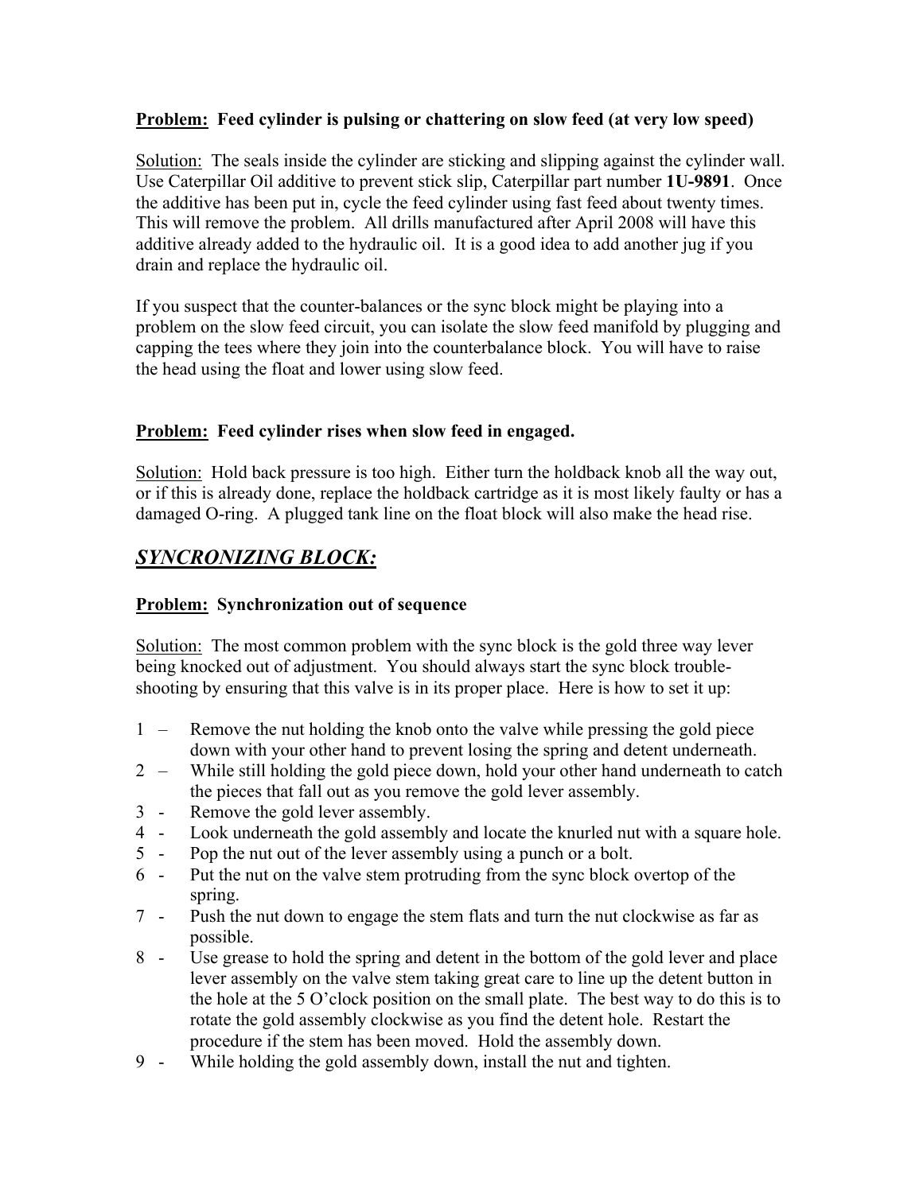**Problem: Feed cylinder is pulsing or chattering on slow feed (at very low speed)**

Solution: The seals inside the cylinder are sticking and slipping against the cylinder wall. Use Caterpillar Oil additive to prevent stick slip, Caterpillar part number **1U-9891**. Once the additive has been put in, cycle the feed cylinder using fast feed about twenty times. This will remove the problem. All drills manufactured after April 2008 will have this additive already added to the hydraulic oil. It is a good idea to add another jug if you drain and replace the hydraulic oil.

If you suspect that the counter-balances or the sync block might be playing into a problem on the slow feed circuit, you can isolate the slow feed manifold by plugging and capping the tees where they join into the counterbalance block. You will have to raise the head using the float and lower using slow feed.

**Problem: Feed cylinder rises when slow feed in engaged.**

Solution: Hold back pressure is too high. Either turn the holdback knob all the way out, or if this is already done, replace the holdback cartridge as it is most likely faulty or has a damaged O-ring. A plugged tank line on the float block will also make the head rise.

## ***SYNCRONIZING BLOCK:***

**Problem: Synchronization out of sequence**

Solution: The most common problem with the sync block is the gold three way lever being knocked out of adjustment. You should always start the sync block trouble-shooting by ensuring that this valve is in its proper place. Here is how to set it up:

1 – Remove the nut holding the knob onto the valve while pressing the gold piece down with your other hand to prevent losing the spring and detent underneath.
2 – While still holding the gold piece down, hold your other hand underneath to catch the pieces that fall out as you remove the gold lever assembly.
3 - Remove the gold lever assembly.
4 - Look underneath the gold assembly and locate the knurled nut with a square hole.
5 - Pop the nut out of the lever assembly using a punch or a bolt.
6 - Put the nut on the valve stem protruding from the sync block overtop of the spring.
7 - Push the nut down to engage the stem flats and turn the nut clockwise as far as possible.
8 - Use grease to hold the spring and detent in the bottom of the gold lever and place lever assembly on the valve stem taking great care to line up the detent button in the hole at the 5 O'clock position on the small plate. The best way to do this is to rotate the gold assembly clockwise as you find the detent hole. Restart the procedure if the stem has been moved. Hold the assembly down.
9 - While holding the gold assembly down, install the nut and tighten.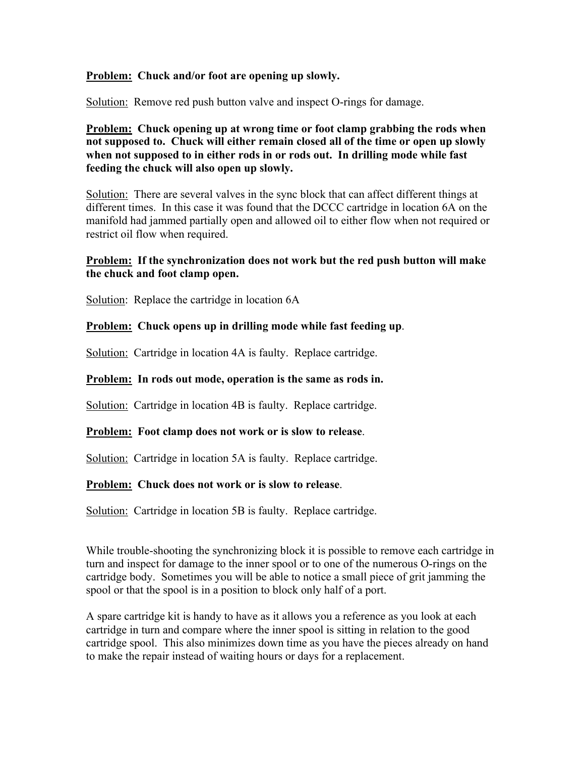**Problem: Chuck and/or foot are opening up slowly.**

Solution: Remove red push button valve and inspect O-rings for damage.

**Problem: Chuck opening up at wrong time or foot clamp grabbing the rods when not supposed to. Chuck will either remain closed all of the time or open up slowly when not supposed to in either rods in or rods out. In drilling mode while fast feeding the chuck will also open up slowly.**

Solution: There are several valves in the sync block that can affect different things at different times. In this case it was found that the DCCC cartridge in location 6A on the manifold had jammed partially open and allowed oil to either flow when not required or restrict oil flow when required.

**Problem: If the synchronization does not work but the red push button will make the chuck and foot clamp open.**

Solution: Replace the cartridge in location 6A

**Problem: Chuck opens up in drilling mode while fast feeding up**.

Solution: Cartridge in location 4A is faulty. Replace cartridge.

**Problem: In rods out mode, operation is the same as rods in.**

Solution: Cartridge in location 4B is faulty. Replace cartridge.

**Problem: Foot clamp does not work or is slow to release**.

Solution: Cartridge in location 5A is faulty. Replace cartridge.

**Problem: Chuck does not work or is slow to release**.

Solution: Cartridge in location 5B is faulty. Replace cartridge.

While trouble-shooting the synchronizing block it is possible to remove each cartridge in turn and inspect for damage to the inner spool or to one of the numerous O-rings on the cartridge body. Sometimes you will be able to notice a small piece of grit jamming the spool or that the spool is in a position to block only half of a port.

A spare cartridge kit is handy to have as it allows you a reference as you look at each cartridge in turn and compare where the inner spool is sitting in relation to the good cartridge spool. This also minimizes down time as you have the pieces already on hand to make the repair instead of waiting hours or days for a replacement.